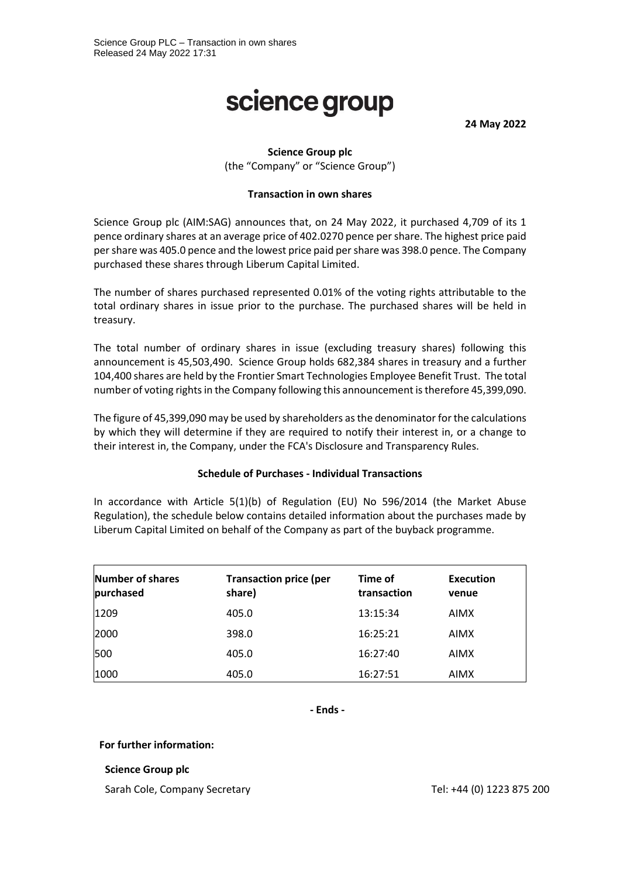Science Group PLC – Transaction in own shares
Released 24 May 2022 17:31

# science group

**24 May 2022**

**Science Group plc**
(the "Company" or "Science Group")

**Transaction in own shares**

Science Group plc (AIM:SAG) announces that, on 24 May 2022, it purchased 4,709 of its 1 pence ordinary shares at an average price of 402.0270 pence per share. The highest price paid per share was 405.0 pence and the lowest price paid per share was 398.0 pence. The Company purchased these shares through Liberum Capital Limited.

The number of shares purchased represented 0.01% of the voting rights attributable to the total ordinary shares in issue prior to the purchase. The purchased shares will be held in treasury.

The total number of ordinary shares in issue (excluding treasury shares) following this announcement is 45,503,490. Science Group holds 682,384 shares in treasury and a further 104,400 shares are held by the Frontier Smart Technologies Employee Benefit Trust. The total number of voting rights in the Company following this announcement is therefore 45,399,090.

The figure of 45,399,090 may be used by shareholders as the denominator for the calculations by which they will determine if they are required to notify their interest in, or a change to their interest in, the Company, under the FCA's Disclosure and Transparency Rules.

**Schedule of Purchases - Individual Transactions**

In accordance with Article 5(1)(b) of Regulation (EU) No 596/2014 (the Market Abuse Regulation), the schedule below contains detailed information about the purchases made by Liberum Capital Limited on behalf of the Company as part of the buyback programme.

| Number of shares purchased | Transaction price (per share) | Time of transaction | Execution venue |
|---|---|---|---|
| 1209 | 405.0 | 13:15:34 | AIMX |
| 2000 | 398.0 | 16:25:21 | AIMX |
| 500 | 405.0 | 16:27:40 | AIMX |
| 1000 | 405.0 | 16:27:51 | AIMX |

**- Ends -**

**For further information:**

**Science Group plc**

Sarah Cole, Company Secretary    Tel: +44 (0) 1223 875 200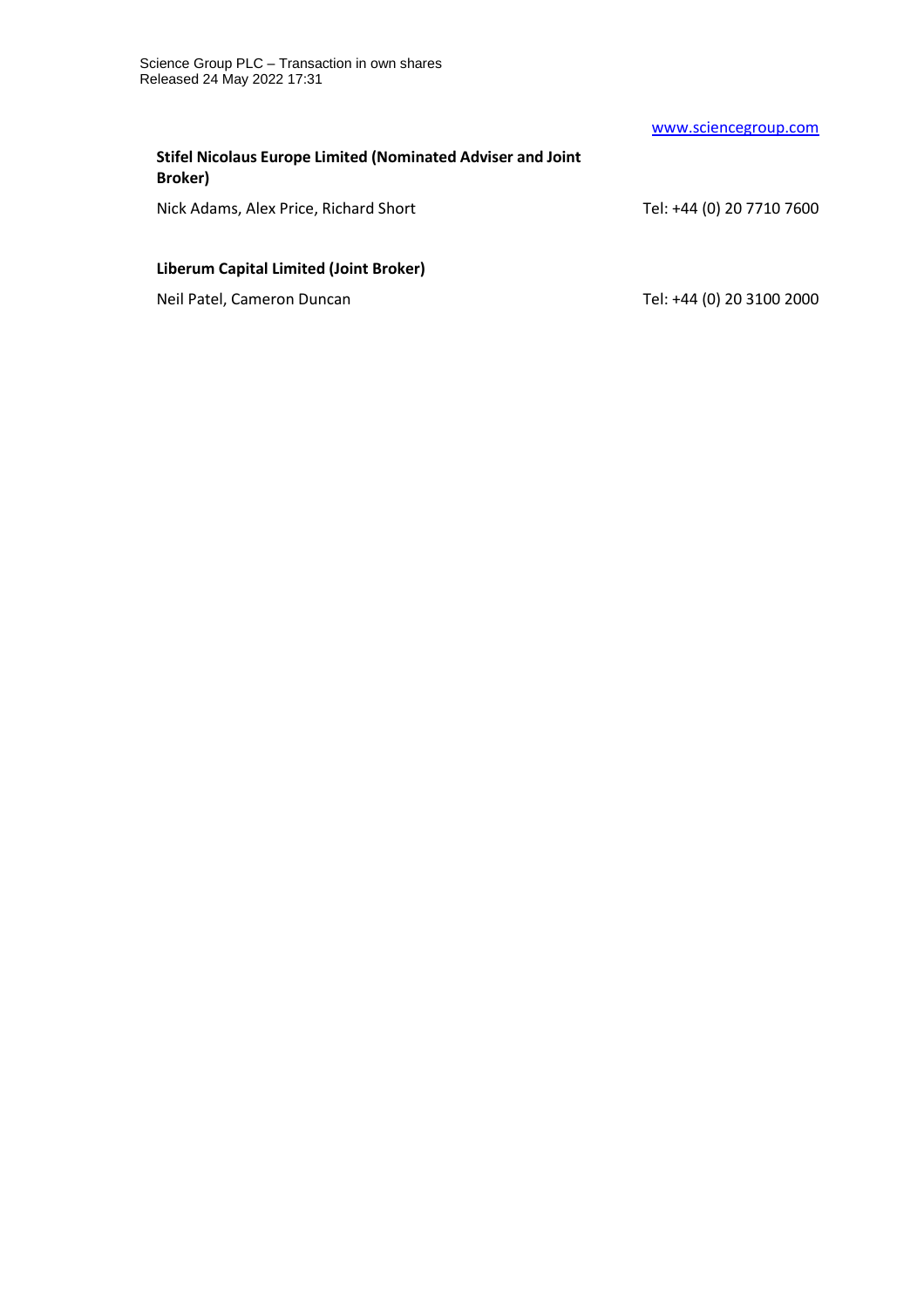www.sciencegroup.com

**Stifel Nicolaus Europe Limited (Nominated Adviser and Joint Broker)**

Nick Adams, Alex Price, Richard Short Tel: +44 (0) 20 7710 7600

**Liberum Capital Limited (Joint Broker)**

Neil Patel, Cameron Duncan Tel: +44 (0) 20 3100 2000